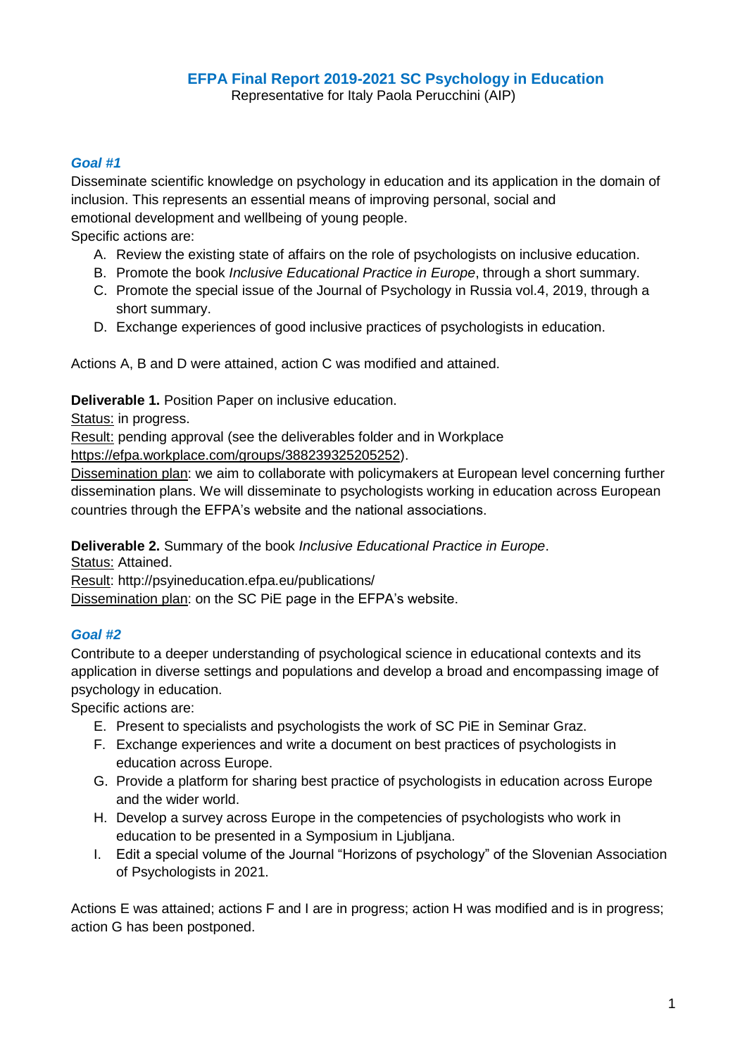# EFPA Final Report 2019-2021 SC Psychology in Education

Representative for Italy Paola Perucchini (AIP)

### *Goal #1*

Disseminate scientific knowledge on psychology in education and its application in the domain of inclusion. This represents an essential means of improving personal, social and emotional development and wellbeing of young people.

Specific actions are:

A. Review the existing state of affairs on the role of psychologists on inclusive education.
B. Promote the book *Inclusive Educational Practice in Europe*, through a short summary.
C. Promote the special issue of the Journal of Psychology in Russia vol.4, 2019, through a short summary.
D. Exchange experiences of good inclusive practices of psychologists in education.

Actions A, B and D were attained, action C was modified and attained.

**Deliverable 1.** Position Paper on inclusive education.

Status: in progress.

Result: pending approval (see the deliverables folder and in Workplace https://efpa.workplace.com/groups/388239325205252).

Dissemination plan: we aim to collaborate with policymakers at European level concerning further dissemination plans. We will disseminate to psychologists working in education across European countries through the EFPA's website and the national associations.

**Deliverable 2.** Summary of the book *Inclusive Educational Practice in Europe*.

Status: Attained.

Result: http://psyineducation.efpa.eu/publications/

Dissemination plan: on the SC PiE page in the EFPA's website.

### *Goal #2*

Contribute to a deeper understanding of psychological science in educational contexts and its application in diverse settings and populations and develop a broad and encompassing image of psychology in education.

Specific actions are:

E. Present to specialists and psychologists the work of SC PiE in Seminar Graz.
F. Exchange experiences and write a document on best practices of psychologists in education across Europe.
G. Provide a platform for sharing best practice of psychologists in education across Europe and the wider world.
H. Develop a survey across Europe in the competencies of psychologists who work in education to be presented in a Symposium in Ljubljana.
I. Edit a special volume of the Journal "Horizons of psychology" of the Slovenian Association of Psychologists in 2021.

Actions E was attained; actions F and I are in progress; action H was modified and is in progress; action G has been postponed.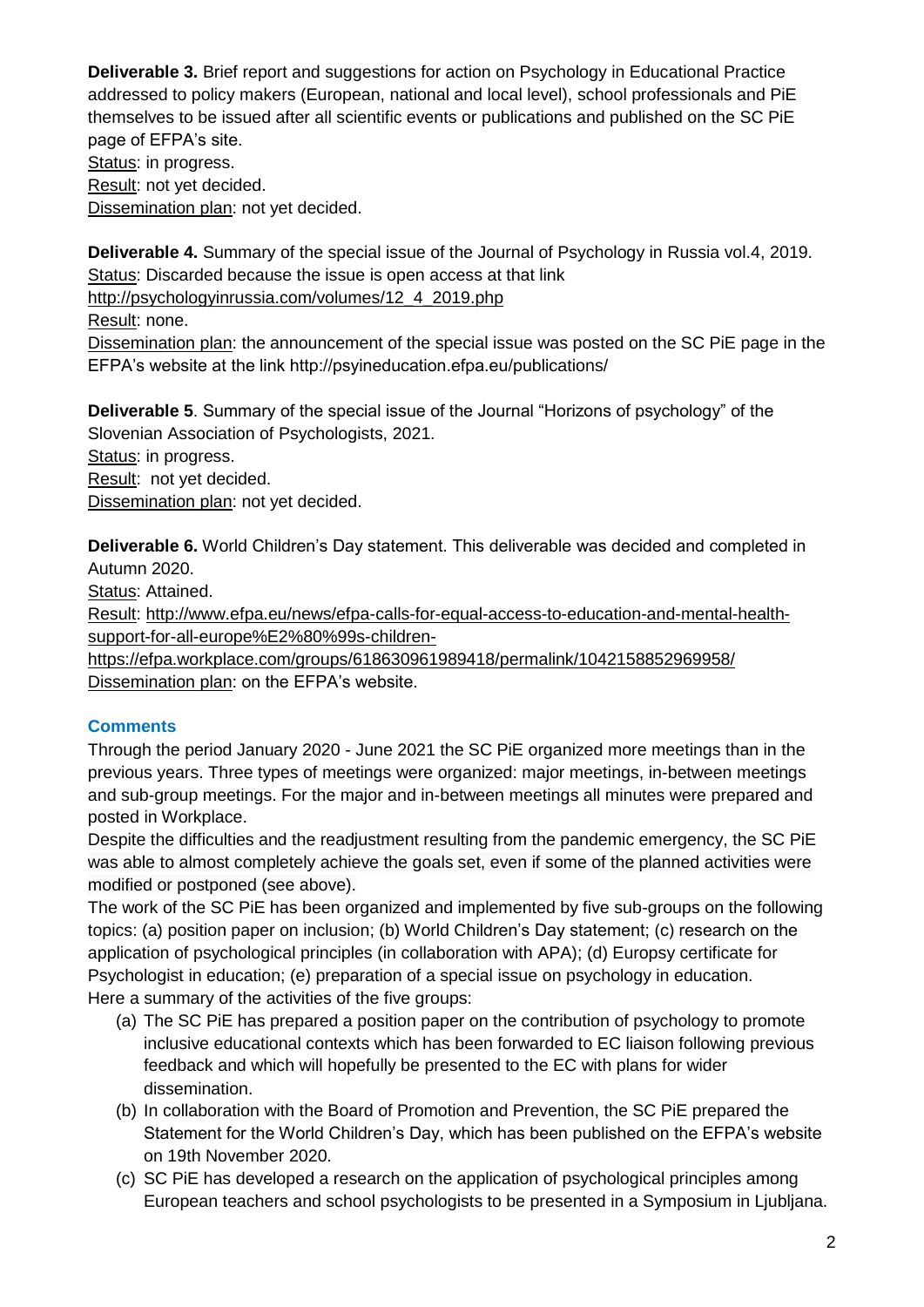**Deliverable 3.** Brief report and suggestions for action on Psychology in Educational Practice addressed to policy makers (European, national and local level), school professionals and PiE themselves to be issued after all scientific events or publications and published on the SC PiE page of EFPA's site.
Status: in progress.
Result: not yet decided.
Dissemination plan: not yet decided.

**Deliverable 4.** Summary of the special issue of the Journal of Psychology in Russia vol.4, 2019.
Status: Discarded because the issue is open access at that link
http://psychologyinrussia.com/volumes/12_4_2019.php
Result: none.
Dissemination plan: the announcement of the special issue was posted on the SC PiE page in the EFPA's website at the link http://psyineducation.efpa.eu/publications/

**Deliverable 5**. Summary of the special issue of the Journal "Horizons of psychology" of the Slovenian Association of Psychologists, 2021.
Status: in progress.
Result: not yet decided.
Dissemination plan: not yet decided.

**Deliverable 6.** World Children's Day statement. This deliverable was decided and completed in Autumn 2020.
Status: Attained.
Result: http://www.efpa.eu/news/efpa-calls-for-equal-access-to-education-and-mental-health-support-for-all-europe%E2%80%99s-children-
https://efpa.workplace.com/groups/618630961989418/permalink/1042158852969958/
Dissemination plan: on the EFPA's website.

## Comments

Through the period January 2020 - June 2021 the SC PiE organized more meetings than in the previous years. Three types of meetings were organized: major meetings, in-between meetings and sub-group meetings. For the major and in-between meetings all minutes were prepared and posted in Workplace.
Despite the difficulties and the readjustment resulting from the pandemic emergency, the SC PiE was able to almost completely achieve the goals set, even if some of the planned activities were modified or postponed (see above).
The work of the SC PiE has been organized and implemented by five sub-groups on the following topics: (a) position paper on inclusion; (b) World Children's Day statement; (c) research on the application of psychological principles (in collaboration with APA); (d) Europsy certificate for Psychologist in education; (e) preparation of a special issue on psychology in education.
Here a summary of the activities of the five groups:

(a) The SC PiE has prepared a position paper on the contribution of psychology to promote inclusive educational contexts which has been forwarded to EC liaison following previous feedback and which will hopefully be presented to the EC with plans for wider dissemination.
(b) In collaboration with the Board of Promotion and Prevention, the SC PiE prepared the Statement for the World Children's Day, which has been published on the EFPA's website on 19th November 2020.
(c) SC PiE has developed a research on the application of psychological principles among European teachers and school psychologists to be presented in a Symposium in Ljubljana.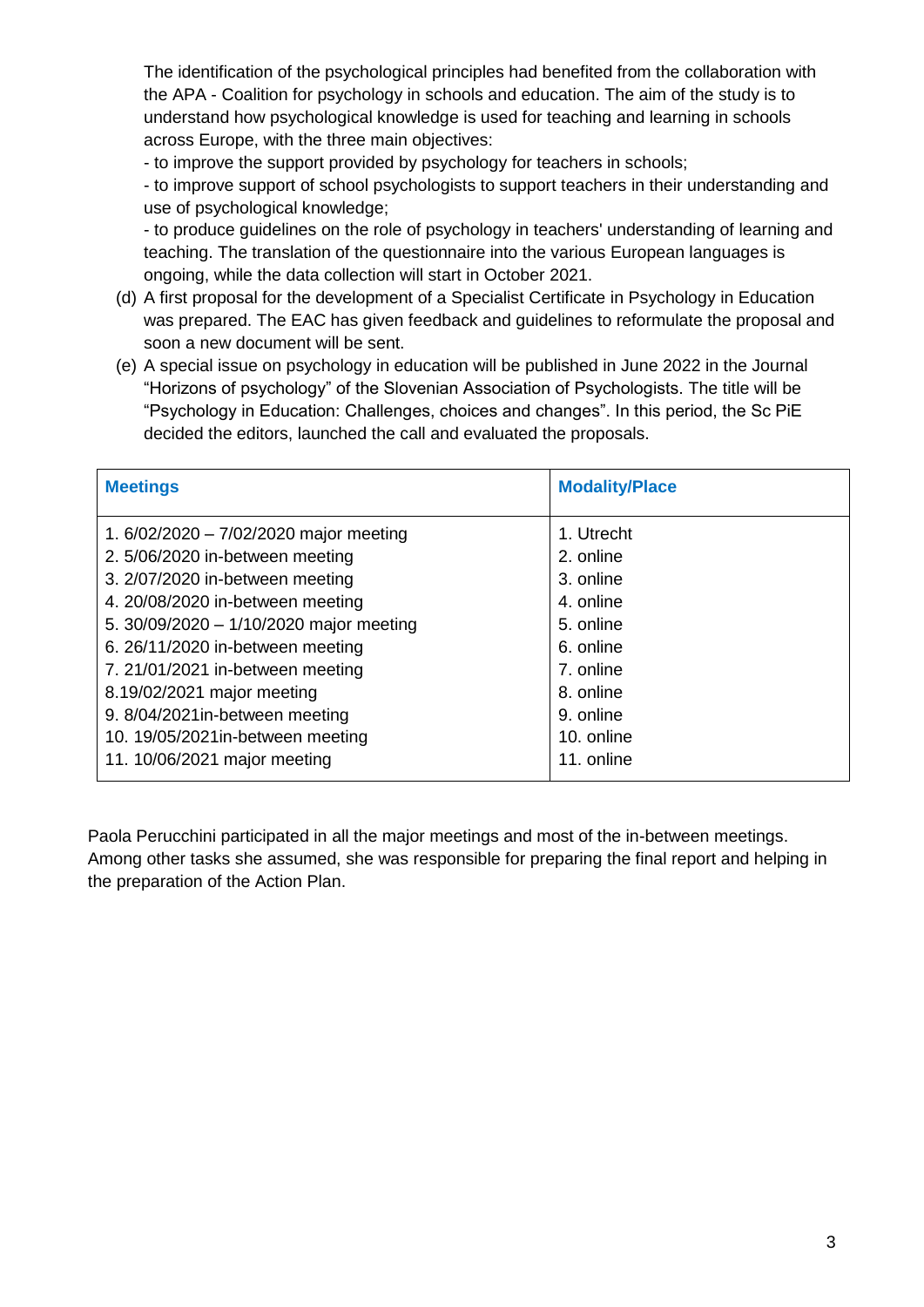The identification of the psychological principles had benefited from the collaboration with the APA - Coalition for psychology in schools and education. The aim of the study is to understand how psychological knowledge is used for teaching and learning in schools across Europe, with the three main objectives:

- to improve the support provided by psychology for teachers in schools;
- to improve support of school psychologists to support teachers in their understanding and use of psychological knowledge;
- to produce guidelines on the role of psychology in teachers' understanding of learning and teaching. The translation of the questionnaire into the various European languages is ongoing, while the data collection will start in October 2021.

(d) A first proposal for the development of a Specialist Certificate in Psychology in Education was prepared. The EAC has given feedback and guidelines to reformulate the proposal and soon a new document will be sent.

(e) A special issue on psychology in education will be published in June 2022 in the Journal "Horizons of psychology" of the Slovenian Association of Psychologists. The title will be "Psychology in Education: Challenges, choices and changes". In this period, the Sc PiE decided the editors, launched the call and evaluated the proposals.

| Meetings | Modality/Place |
|---|---|
| 1. 6/02/2020 – 7/02/2020 major meeting | 1. Utrecht |
| 2. 5/06/2020 in-between meeting | 2. online |
| 3. 2/07/2020 in-between meeting | 3. online |
| 4. 20/08/2020 in-between meeting | 4. online |
| 5. 30/09/2020 – 1/10/2020 major meeting | 5. online |
| 6. 26/11/2020 in-between meeting | 6. online |
| 7. 21/01/2021 in-between meeting | 7. online |
| 8.19/02/2021 major meeting | 8. online |
| 9. 8/04/2021in-between meeting | 9. online |
| 10. 19/05/2021in-between meeting | 10. online |
| 11. 10/06/2021 major meeting | 11. online |

Paola Perucchini participated in all the major meetings and most of the in-between meetings. Among other tasks she assumed, she was responsible for preparing the final report and helping in the preparation of the Action Plan.